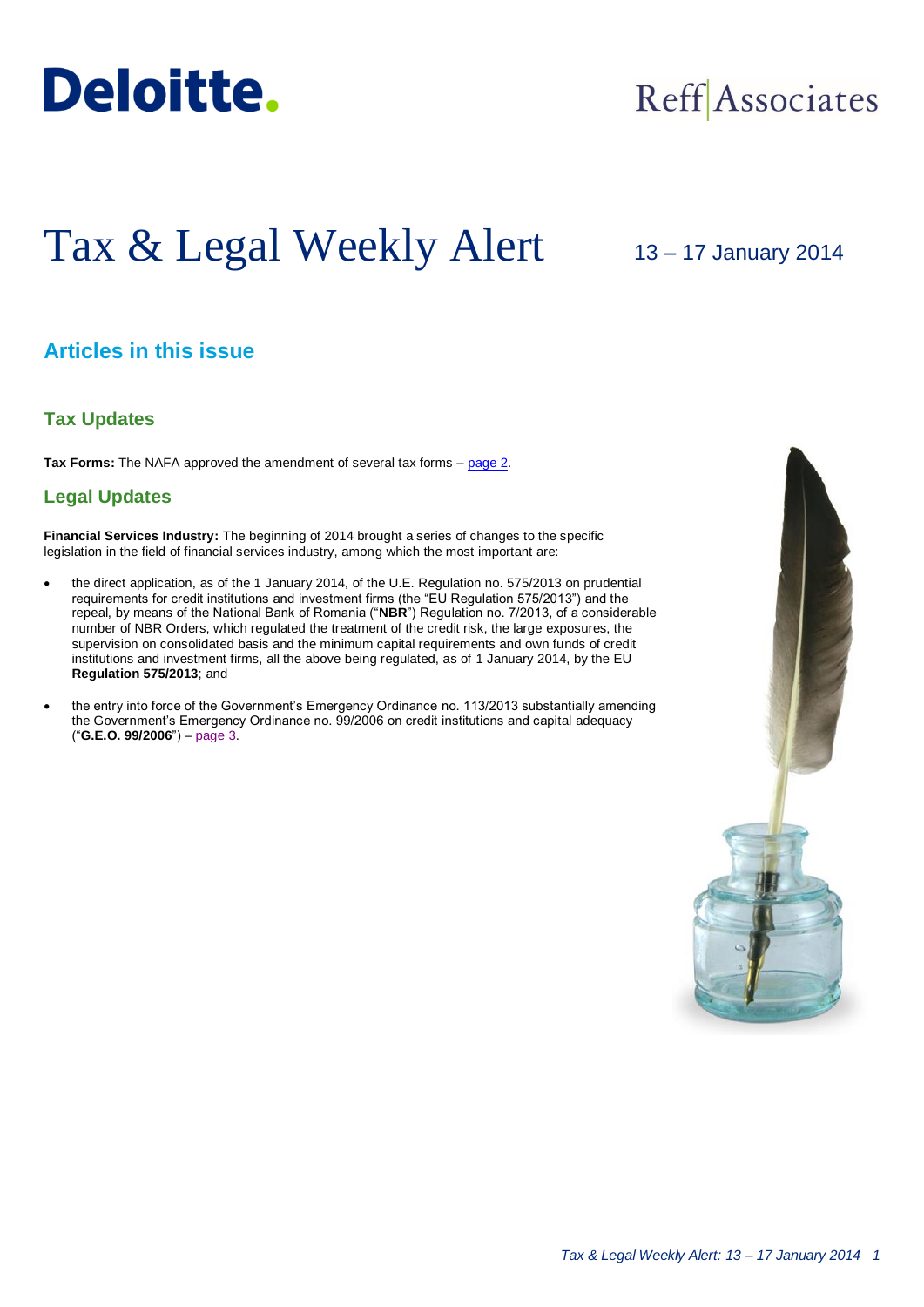Deloitte.

Reff|Associates

# Tax & Legal Weekly Alert

13 – 17 January 2014

## Articles in this issue

### Tax Updates

**Tax Forms:** The NAFA approved the amendment of several tax forms – page 2.

### Legal Updates

**Financial Services Industry:** The beginning of 2014 brought a series of changes to the specific legislation in the field of financial services industry, among which the most important are:

- the direct application, as of the 1 January 2014, of the U.E. Regulation no. 575/2013 on prudential requirements for credit institutions and investment firms (the "EU Regulation 575/2013") and the repeal, by means of the National Bank of Romania ("**NBR**") Regulation no. 7/2013, of a considerable number of NBR Orders, which regulated the treatment of the credit risk, the large exposures, the supervision on consolidated basis and the minimum capital requirements and own funds of credit institutions and investment firms, all the above being regulated, as of 1 January 2014, by the EU **Regulation 575/2013**; and

- the entry into force of the Government's Emergency Ordinance no. 113/2013 substantially amending the Government's Emergency Ordinance no. 99/2006 on credit institutions and capital adequacy ("**G.E.O. 99/2006**") – page 3.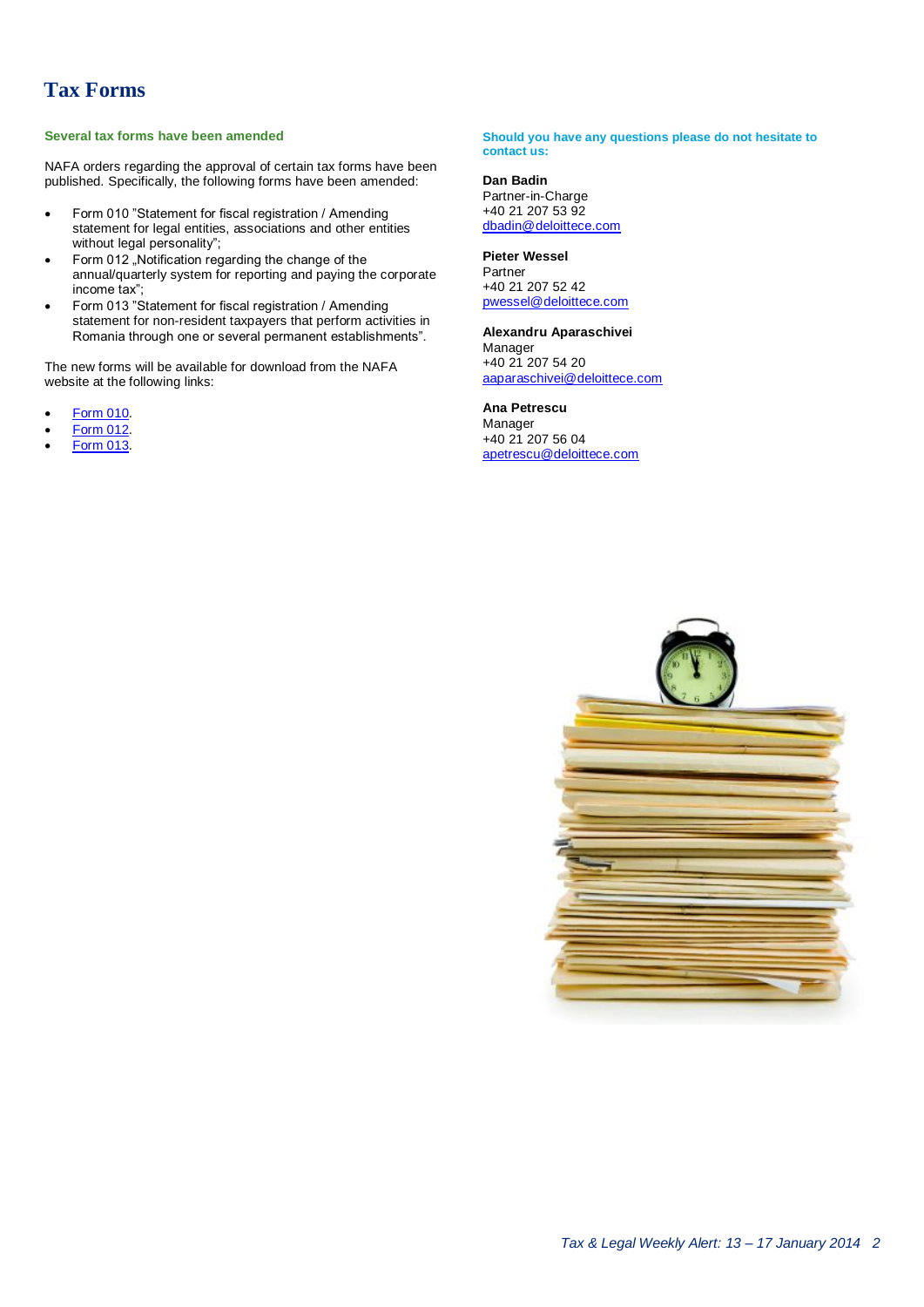# Tax Forms

### Several tax forms have been amended

NAFA orders regarding the approval of certain tax forms have been published. Specifically, the following forms have been amended:

- Form 010 "Statement for fiscal registration / Amending statement for legal entities, associations and other entities without legal personality";
- Form 012 „Notification regarding the change of the annual/quarterly system for reporting and paying the corporate income tax";
- Form 013 "Statement for fiscal registration / Amending statement for non-resident taxpayers that perform activities in Romania through one or several permanent establishments".

The new forms will be available for download from the NAFA website at the following links:

- Form 010.
- Form 012.
- Form 013.

**Should you have any questions please do not hesitate to contact us:**

**Dan Badin**
Partner-in-Charge
+40 21 207 53 92
dbadin@deloittece.com

**Pieter Wessel**
Partner
+40 21 207 52 42
pwessel@deloittece.com

**Alexandru Aparaschivei**
Manager
+40 21 207 54 20
aaparaschivei@deloittece.com

**Ana Petrescu**
Manager
+40 21 207 56 04
apetrescu@deloittece.com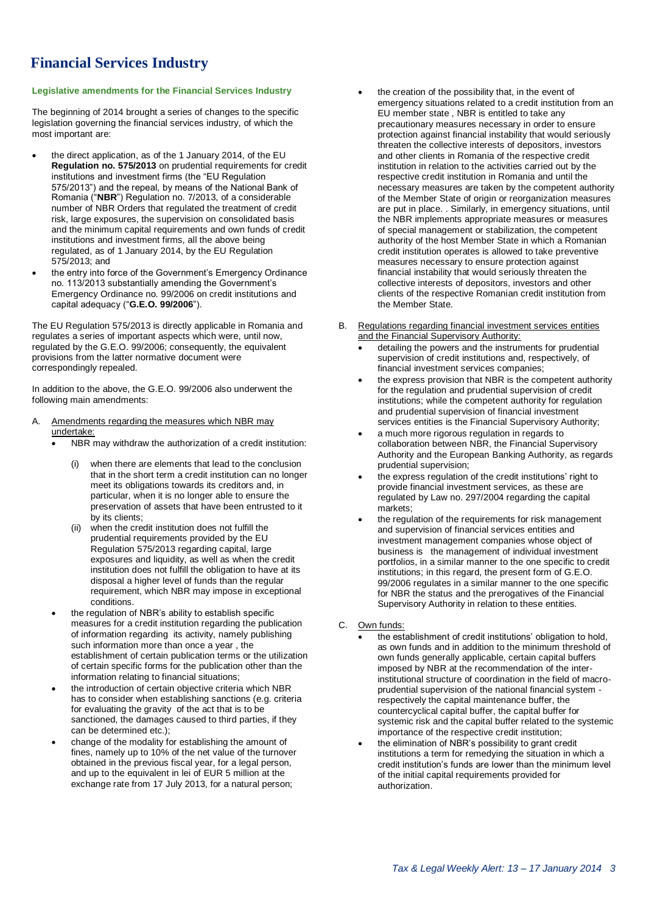# Financial Services Industry

### Legislative amendments for the Financial Services Industry

The beginning of 2014 brought a series of changes to the specific legislation governing the financial services industry, of which the most important are:

- the direct application, as of the 1 January 2014, of the EU **Regulation no. 575/2013** on prudential requirements for credit institutions and investment firms (the "EU Regulation 575/2013") and the repeal, by means of the National Bank of Romania ("**NBR**") Regulation no. 7/2013, of a considerable number of NBR Orders that regulated the treatment of credit risk, large exposures, the supervision on consolidated basis and the minimum capital requirements and own funds of credit institutions and investment firms, all the above being regulated, as of 1 January 2014, by the EU Regulation 575/2013; and
- the entry into force of the Government's Emergency Ordinance no. 113/2013 substantially amending the Government's Emergency Ordinance no. 99/2006 on credit institutions and capital adequacy ("**G.E.O. 99/2006**").

The EU Regulation 575/2013 is directly applicable in Romania and regulates a series of important aspects which were, until now, regulated by the G.E.O. 99/2006; consequently, the equivalent provisions from the latter normative document were correspondingly repealed.

In addition to the above, the G.E.O. 99/2006 also underwent the following main amendments:

A. Amendments regarding the measures which NBR may undertake:
   - NBR may withdraw the authorization of a credit institution:
     - (i) when there are elements that lead to the conclusion that in the short term a credit institution can no longer meet its obligations towards its creditors and, in particular, when it is no longer able to ensure the preservation of assets that have been entrusted to it by its clients;
     - (ii) when the credit institution does not fulfill the prudential requirements provided by the EU Regulation 575/2013 regarding capital, large exposures and liquidity, as well as when the credit institution does not fulfill the obligation to have at its disposal a higher level of funds than the regular requirement, which NBR may impose in exceptional conditions.
   - the regulation of NBR's ability to establish specific measures for a credit institution regarding the publication of information regarding its activity, namely publishing such information more than once a year , the establishment of certain publication terms or the utilization of certain specific forms for the publication other than the information relating to financial situations;
   - the introduction of certain objective criteria which NBR has to consider when establishing sanctions (e.g. criteria for evaluating the gravity of the act that is to be sanctioned, the damages caused to third parties, if they can be determined etc.);
   - change of the modality for establishing the amount of fines, namely up to 10% of the net value of the turnover obtained in the previous fiscal year, for a legal person, and up to the equivalent in lei of EUR 5 million at the exchange rate from 17 July 2013, for a natural person;
   - the creation of the possibility that, in the event of emergency situations related to a credit institution from an EU member state , NBR is entitled to take any precautionary measures necessary in order to ensure protection against financial instability that would seriously threaten the collective interests of depositors, investors and other clients in Romania of the respective credit institution in relation to the activities carried out by the respective credit institution in Romania and until the necessary measures are taken by the competent authority of the Member State of origin or reorganization measures are put in place. . Similarly, in emergency situations, until the NBR implements appropriate measures or measures of special management or stabilization, the competent authority of the host Member State in which a Romanian credit institution operates is allowed to take preventive measures necessary to ensure protection against financial instability that would seriously threaten the collective interests of depositors, investors and other clients of the respective Romanian credit institution from the Member State.

B. Regulations regarding financial investment services entities and the Financial Supervisory Authority:
   - detailing the powers and the instruments for prudential supervision of credit institutions and, respectively, of financial investment services companies;
   - the express provision that NBR is the competent authority for the regulation and prudential supervision of credit institutions; while the competent authority for regulation and prudential supervision of financial investment services entities is the Financial Supervisory Authority;
   - a much more rigorous regulation in regards to collaboration between NBR, the Financial Supervisory Authority and the European Banking Authority, as regards prudential supervision;
   - the express regulation of the credit institutions' right to provide financial investment services, as these are regulated by Law no. 297/2004 regarding the capital markets;
   - the regulation of the requirements for risk management and supervision of financial services entities and investment management companies whose object of business is the management of individual investment portfolios, in a similar manner to the one specific to credit institutions; in this regard, the present form of G.E.O. 99/2006 regulates in a similar manner to the one specific for NBR the status and the prerogatives of the Financial Supervisory Authority in relation to these entities.

C. Own funds:
   - the establishment of credit institutions' obligation to hold, as own funds and in addition to the minimum threshold of own funds generally applicable, certain capital buffers imposed by NBR at the recommendation of the inter-institutional structure of coordination in the field of macro-prudential supervision of the national financial system - respectively the capital maintenance buffer, the countercyclical capital buffer, the capital buffer for systemic risk and the capital buffer related to the systemic importance of the respective credit institution;
   - the elimination of NBR's possibility to grant credit institutions a term for remedying the situation in which a credit institution's funds are lower than the minimum level of the initial capital requirements provided for authorization.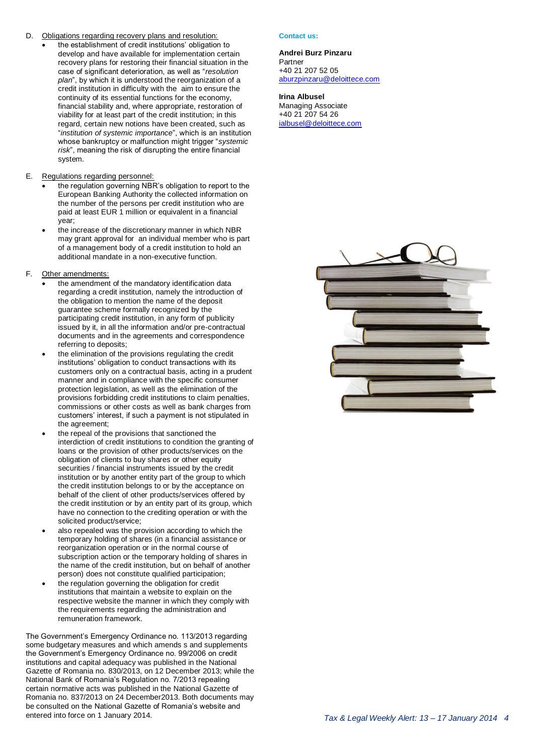D. Obligations regarding recovery plans and resolution:

- the establishment of credit institutions' obligation to develop and have available for implementation certain recovery plans for restoring their financial situation in the case of significant deterioration, as well as "*resolution plan*", by which it is understood the reorganization of a credit institution in difficulty with the aim to ensure the continuity of its essential functions for the economy, financial stability and, where appropriate, restoration of viability for at least part of the credit institution; in this regard, certain new notions have been created, such as "*institution of systemic importance*", which is an institution whose bankruptcy or malfunction might trigger "*systemic risk*", meaning the risk of disrupting the entire financial system.

E. Regulations regarding personnel:

- the regulation governing NBR's obligation to report to the European Banking Authority the collected information on the number of the persons per credit institution who are paid at least EUR 1 million or equivalent in a financial year;
- the increase of the discretionary manner in which NBR may grant approval for an individual member who is part of a management body of a credit institution to hold an additional mandate in a non-executive function.

F. Other amendments:

- the amendment of the mandatory identification data regarding a credit institution, namely the introduction of the obligation to mention the name of the deposit guarantee scheme formally recognized by the participating credit institution, in any form of publicity issued by it, in all the information and/or pre-contractual documents and in the agreements and correspondence referring to deposits;
- the elimination of the provisions regulating the credit institutions' obligation to conduct transactions with its customers only on a contractual basis, acting in a prudent manner and in compliance with the specific consumer protection legislation, as well as the elimination of the provisions forbidding credit institutions to claim penalties, commissions or other costs as well as bank charges from customers' interest, if such a payment is not stipulated in the agreement;
- the repeal of the provisions that sanctioned the interdiction of credit institutions to condition the granting of loans or the provision of other products/services on the obligation of clients to buy shares or other equity securities / financial instruments issued by the credit institution or by another entity part of the group to which the credit institution belongs to or by the acceptance on behalf of the client of other products/services offered by the credit institution or by an entity part of its group, which have no connection to the crediting operation or with the solicited product/service;
- also repealed was the provision according to which the temporary holding of shares (in a financial assistance or reorganization operation or in the normal course of subscription action or the temporary holding of shares in the name of the credit institution, but on behalf of another person) does not constitute qualified participation;
- the regulation governing the obligation for credit institutions that maintain a website to explain on the respective website the manner in which they comply with the requirements regarding the administration and remuneration framework.

The Government's Emergency Ordinance no. 113/2013 regarding some budgetary measures and which amends s and supplements the Government's Emergency Ordinance no. 99/2006 on credit institutions and capital adequacy was published in the National Gazette of Romania no. 830/2013, on 12 December 2013; while the National Bank of Romania's Regulation no. 7/2013 repealing certain normative acts was published in the National Gazette of Romania no. 837/2013 on 24 December2013. Both documents may be consulted on the National Gazette of Romania's website and entered into force on 1 January 2014.

**Contact us:**

**Andrei Burz Pinzaru**
Partner
+40 21 207 52 05
aburzpinzaru@deloittece.com

**Irina Albusel**
Managing Associate
+40 21 207 54 26
ialbusel@deloittece.com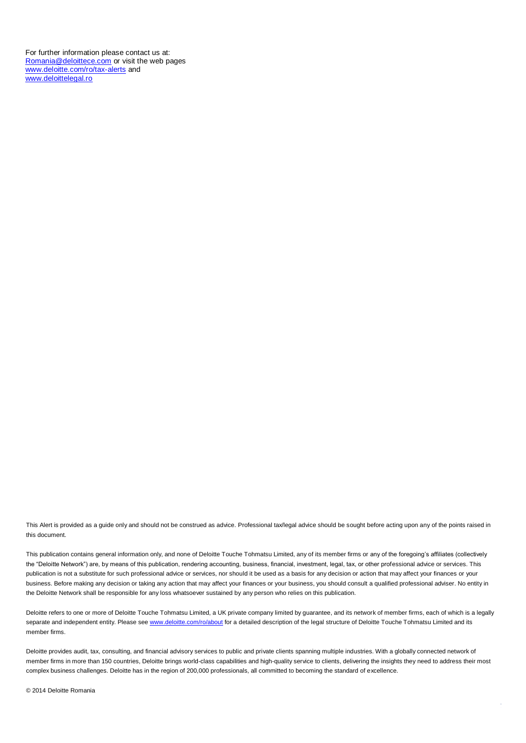For further information please contact us at:
[Romania@deloittece.com](mailto:Romania@deloittece.com) or visit the web pages
[www.deloitte.com/ro/tax-alerts](http://www.deloitte.com/ro/tax-alerts) and
[www.deloittelegal.ro](http://www.deloittelegal.ro)

This Alert is provided as a guide only and should not be construed as advice. Professional tax/legal advice should be sought before acting upon any of the points raised in this document.

This publication contains general information only, and none of Deloitte Touche Tohmatsu Limited, any of its member firms or any of the foregoing's affiliates (collectively the "Deloitte Network") are, by means of this publication, rendering accounting, business, financial, investment, legal, tax, or other professional advice or services. This publication is not a substitute for such professional advice or services, nor should it be used as a basis for any decision or action that may affect your finances or your business. Before making any decision or taking any action that may affect your finances or your business, you should consult a qualified professional adviser. No entity in the Deloitte Network shall be responsible for any loss whatsoever sustained by any person who relies on this publication.

Deloitte refers to one or more of Deloitte Touche Tohmatsu Limited, a UK private company limited by guarantee, and its network of member firms, each of which is a legally separate and independent entity. Please see [www.deloitte.com/ro/about](http://www.deloitte.com/ro/about) for a detailed description of the legal structure of Deloitte Touche Tohmatsu Limited and its member firms.

Deloitte provides audit, tax, consulting, and financial advisory services to public and private clients spanning multiple industries. With a globally connected network of member firms in more than 150 countries, Deloitte brings world-class capabilities and high-quality service to clients, delivering the insights they need to address their most complex business challenges. Deloitte has in the region of 200,000 professionals, all committed to becoming the standard of excellence.

© 2014 Deloitte Romania